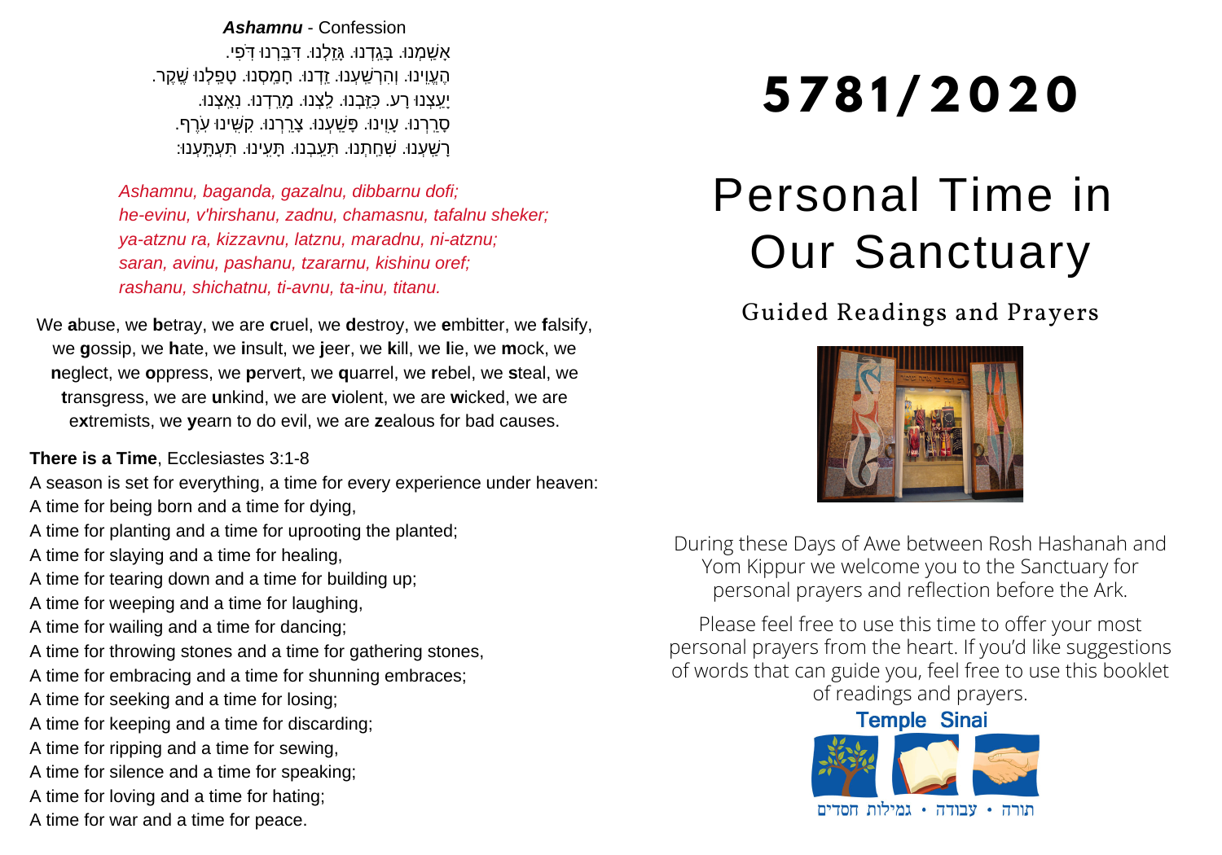**Ashamnu** - Confession

אָשַׁמְנוּ. בָּגַדְנוּ. גָּזַלְנוּ. דִּבַּרְנוּ דֹפִי.
הֶעֱוִינוּ. וְהִרְשַׁעְנוּ. זַדְנוּ. חָמַסְנוּ. טָפַלְנוּ שֶׁקֶר.
יָעַצְנוּ רָע. כִּזַּבְנוּ. לַצְנוּ. מָרַדְנוּ. נִאַצְנוּ.
סָרַרְנוּ. עָוִינוּ. פָּשַׁעְנוּ. צָרַרְנוּ. קִשִּׁינוּ עֹרֶף.
רָשַׁעְנוּ. שִׁחַתְנוּ. תִּעַבְנוּ. תָּעִינוּ. תִּעְתָּעְנוּ:

*Ashamnu, baganda, gazalnu, dibbarnu dofi;*
*he-evinu, v'hirshanu, zadnu, chamasnu, tafalnu sheker;*
*ya-atznu ra, kizzavnu, latznu, maradnu, ni-atznu;*
*saran, avinu, pashanu, tzararnu, kishinu oref;*
*rashanu, shichatnu, ti-avnu, ta-inu, titanu.*

We **a**buse, we **b**etray, we are **c**ruel, we **d**estroy, we **e**mbitter, we **f**alsify, we **g**ossip, we **h**ate, we **i**nsult, we **j**eer, we **k**ill, we **l**ie, we **m**ock, we **n**eglect, we **o**ppress, we **p**ervert, we **q**uarrel, we **r**ebel, we **s**teal, we **t**ransgress, we are **u**nkind, we are **v**iolent, we are **w**icked, we are e**x**tremists, we **y**earn to do evil, we are **z**ealous for bad causes.

**There is a Time**, Ecclesiastes 3:1-8

A season is set for everything, a time for every experience under heaven:
A time for being born and a time for dying,
A time for planting and a time for uprooting the planted;
A time for slaying and a time for healing,
A time for tearing down and a time for building up;
A time for weeping and a time for laughing,
A time for wailing and a time for dancing;
A time for throwing stones and a time for gathering stones,
A time for embracing and a time for shunning embraces;
A time for seeking and a time for losing;
A time for keeping and a time for discarding;
A time for ripping and a time for sewing,
A time for silence and a time for speaking;
A time for loving and a time for hating;
A time for war and a time for peace.

# 5781/2020

# Personal Time in Our Sanctuary

## Guided Readings and Prayers

During these Days of Awe between Rosh Hashanah and Yom Kippur we welcome you to the Sanctuary for personal prayers and reflection before the Ark.

Please feel free to use this time to offer your most personal prayers from the heart. If you'd like suggestions of words that can guide you, feel free to use this booklet of readings and prayers.

**Temple Sinai**

תורה • עבודה • גמילות חסדים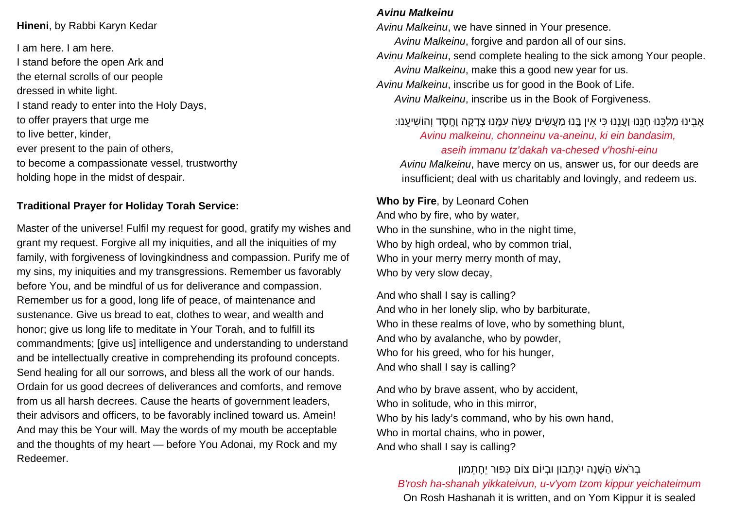**Hineni**, by Rabbi Karyn Kedar

I am here. I am here.
I stand before the open Ark and
the eternal scrolls of our people
dressed in white light.
I stand ready to enter into the Holy Days,
to offer prayers that urge me
to live better, kinder,
ever present to the pain of others,
to become a compassionate vessel, trustworthy
holding hope in the midst of despair.

**Traditional Prayer for Holiday Torah Service:**

Master of the universe! Fulfil my request for good, gratify my wishes and grant my request. Forgive all my iniquities, and all the iniquities of my family, with forgiveness of lovingkindness and compassion. Purify me of my sins, my iniquities and my transgressions. Remember us favorably before You, and be mindful of us for deliverance and compassion. Remember us for a good, long life of peace, of maintenance and sustenance. Give us bread to eat, clothes to wear, and wealth and honor; give us long life to meditate in Your Torah, and to fulfill its commandments; [give us] intelligence and understanding to understand and be intellectually creative in comprehending its profound concepts. Send healing for all our sorrows, and bless all the work of our hands. Ordain for us good decrees of deliverances and comforts, and remove from us all harsh decrees. Cause the hearts of government leaders, their advisors and officers, to be favorably inclined toward us. Amein! And may this be Your will. May the words of my mouth be acceptable and the thoughts of my heart — before You Adonai, my Rock and my Redeemer.

***Avinu Malkeinu***

*Avinu Malkeinu*, we have sinned in Your presence.
*Avinu Malkeinu*, forgive and pardon all of our sins.
*Avinu Malkeinu*, send complete healing to the sick among Your people.
*Avinu Malkeinu*, make this a good new year for us.
*Avinu Malkeinu*, inscribe us for good in the Book of Life.
*Avinu Malkeinu*, inscribe us in the Book of Forgiveness.

אָבִינוּ מַלְכֵּנוּ חָנֵּנוּ וַעֲנֵנוּ כִּי אֵין בָּנוּ מַעֲשִׂים עֲשֵׂה עִמָּנוּ צְדָקָה וָחֶסֶד וְהוֹשִׁיעֵנוּ:

*Avinu malkeinu, chonneinu va-aneinu, ki ein bandasim,*
*aseih immanu tz'dakah va-chesed v'hoshi-einu*

*Avinu Malkeinu*, have mercy on us, answer us, for our deeds are insufficient; deal with us charitably and lovingly, and redeem us.

**Who by Fire**, by Leonard Cohen

And who by fire, who by water,
Who in the sunshine, who in the night time,
Who by high ordeal, who by common trial,
Who in your merry merry month of may,
Who by very slow decay,

And who shall I say is calling?
And who in her lonely slip, who by barbiturate,
Who in these realms of love, who by something blunt,
And who by avalanche, who by powder,
Who for his greed, who for his hunger,
And who shall I say is calling?

And who by brave assent, who by accident,
Who in solitude, who in this mirror,
Who by his lady's command, who by his own hand,
Who in mortal chains, who in power,
And who shall I say is calling?

בְּרֹאשׁ הַשָּׁנָה יִכָּתֵבוּן וּבְיוֹם צוֹם כִּפּוּר יֵחָתֵמוּן

*B'rosh ha-shanah yikkateivun, u-v'yom tzom kippur yeichateimum*

On Rosh Hashanah it is written, and on Yom Kippur it is sealed